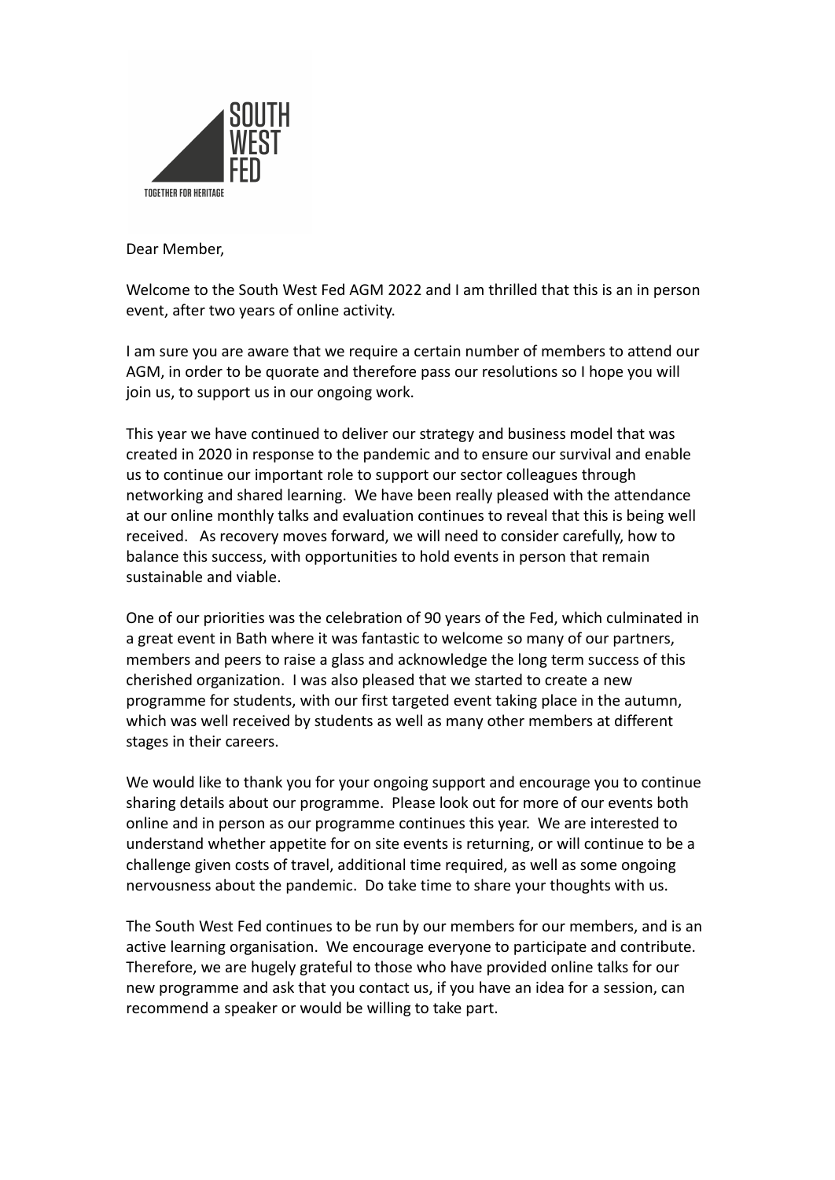SOUTH WEST FED

TOGETHER FOR HERITAGE

Dear Member,

Welcome to the South West Fed AGM 2022 and I am thrilled that this is an in person event, after two years of online activity.

I am sure you are aware that we require a certain number of members to attend our AGM, in order to be quorate and therefore pass our resolutions so I hope you will join us, to support us in our ongoing work.

This year we have continued to deliver our strategy and business model that was created in 2020 in response to the pandemic and to ensure our survival and enable us to continue our important role to support our sector colleagues through networking and shared learning. We have been really pleased with the attendance at our online monthly talks and evaluation continues to reveal that this is being well received. As recovery moves forward, we will need to consider carefully, how to balance this success, with opportunities to hold events in person that remain sustainable and viable.

One of our priorities was the celebration of 90 years of the Fed, which culminated in a great event in Bath where it was fantastic to welcome so many of our partners, members and peers to raise a glass and acknowledge the long term success of this cherished organization. I was also pleased that we started to create a new programme for students, with our first targeted event taking place in the autumn, which was well received by students as well as many other members at different stages in their careers.

We would like to thank you for your ongoing support and encourage you to continue sharing details about our programme. Please look out for more of our events both online and in person as our programme continues this year. We are interested to understand whether appetite for on site events is returning, or will continue to be a challenge given costs of travel, additional time required, as well as some ongoing nervousness about the pandemic. Do take time to share your thoughts with us.

The South West Fed continues to be run by our members for our members, and is an active learning organisation. We encourage everyone to participate and contribute. Therefore, we are hugely grateful to those who have provided online talks for our new programme and ask that you contact us, if you have an idea for a session, can recommend a speaker or would be willing to take part.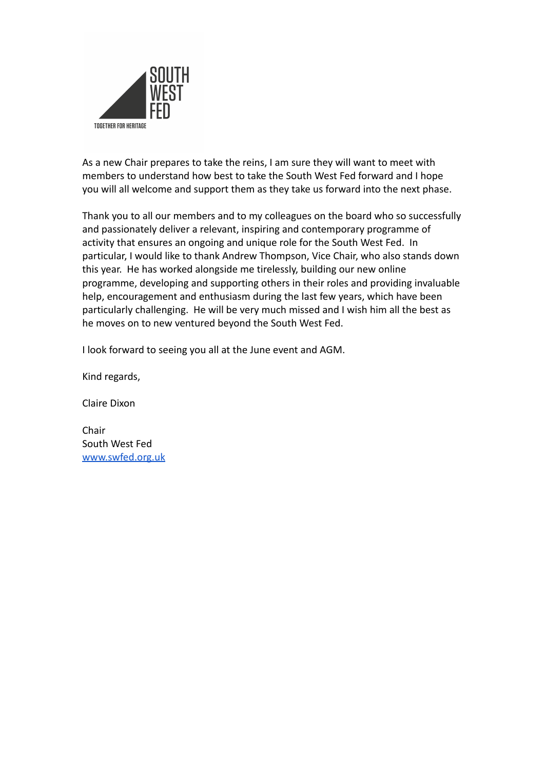As a new Chair prepares to take the reins, I am sure they will want to meet with members to understand how best to take the South West Fed forward and I hope you will all welcome and support them as they take us forward into the next phase.

Thank you to all our members and to my colleagues on the board who so successfully and passionately deliver a relevant, inspiring and contemporary programme of activity that ensures an ongoing and unique role for the South West Fed. In particular, I would like to thank Andrew Thompson, Vice Chair, who also stands down this year. He has worked alongside me tirelessly, building our new online programme, developing and supporting others in their roles and providing invaluable help, encouragement and enthusiasm during the last few years, which have been particularly challenging. He will be very much missed and I wish him all the best as he moves on to new ventured beyond the South West Fed.

I look forward to seeing you all at the June event and AGM.

Kind regards,

Claire Dixon

Chair
South West Fed
[www.swfed.org.uk](http://www.swfed.org.uk)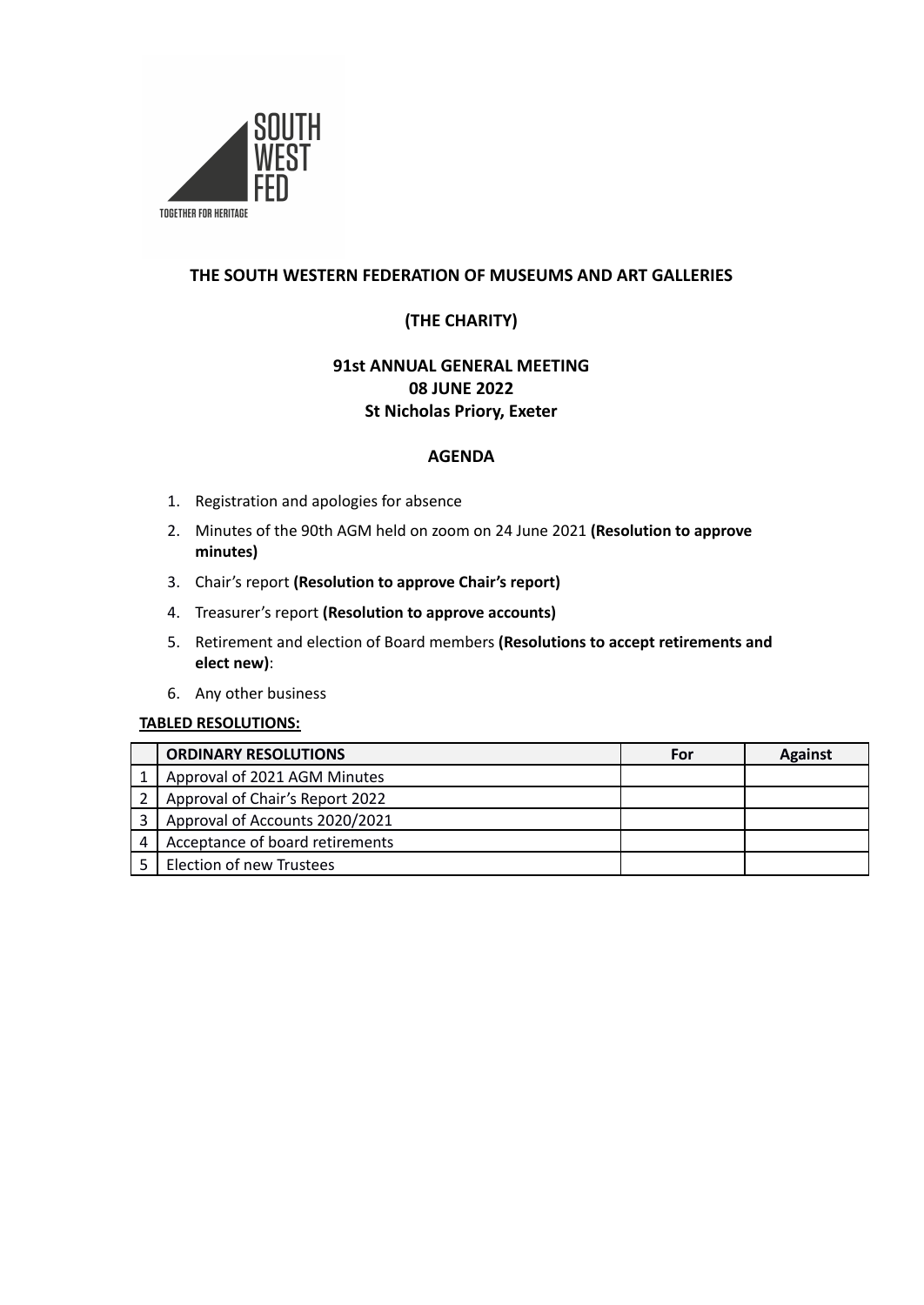**THE SOUTH WESTERN FEDERATION OF MUSEUMS AND ART GALLERIES**

**(THE CHARITY)**

**91st ANNUAL GENERAL MEETING**
**08 JUNE 2022**
**St Nicholas Priory, Exeter**

**AGENDA**

1. Registration and apologies for absence
2. Minutes of the 90th AGM held on zoom on 24 June 2021 **(Resolution to approve minutes)**
3. Chair's report **(Resolution to approve Chair's report)**
4. Treasurer's report **(Resolution to approve accounts)**
5. Retirement and election of Board members **(Resolutions to accept retirements and elect new)**:
6. Any other business

**TABLED RESOLUTIONS:**

| | ORDINARY RESOLUTIONS | For | Against |
|---|---|---|---|
| 1 | Approval of 2021 AGM Minutes | | |
| 2 | Approval of Chair's Report 2022 | | |
| 3 | Approval of Accounts 2020/2021 | | |
| 4 | Acceptance of board retirements | | |
| 5 | Election of new Trustees | | |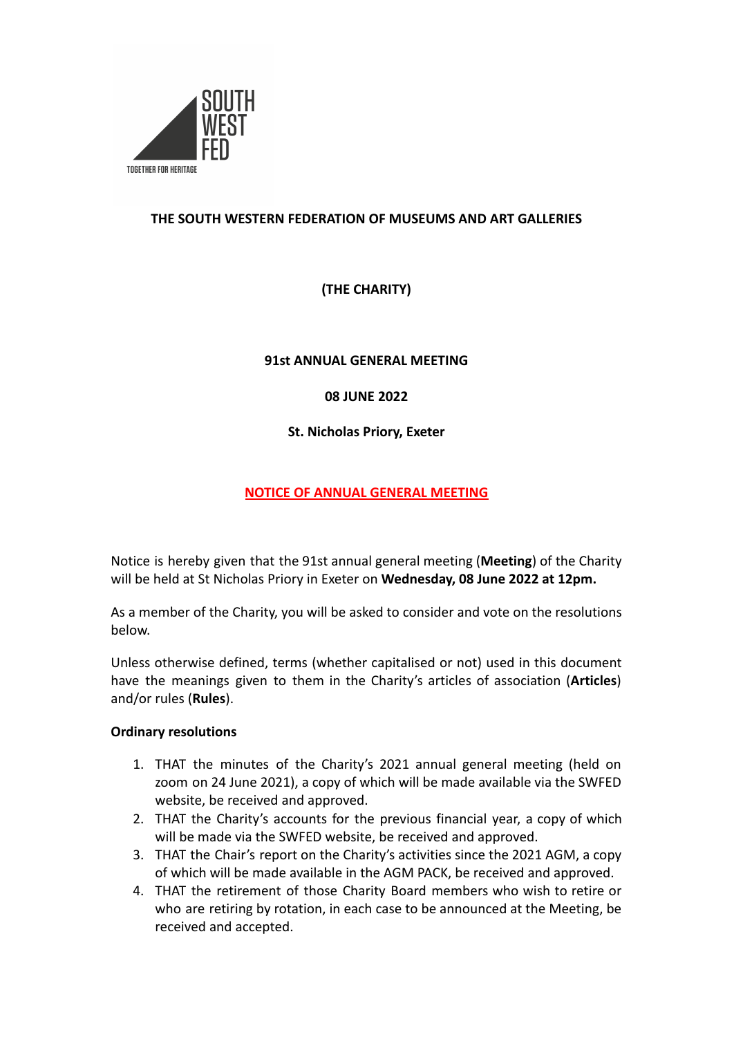SOUTH WEST FED

TOGETHER FOR HERITAGE

**THE SOUTH WESTERN FEDERATION OF MUSEUMS AND ART GALLERIES**

**(THE CHARITY)**

**91st ANNUAL GENERAL MEETING**

**08 JUNE 2022**

**St. Nicholas Priory, Exeter**

## NOTICE OF ANNUAL GENERAL MEETING

Notice is hereby given that the 91st annual general meeting (**Meeting**) of the Charity will be held at St Nicholas Priory in Exeter on **Wednesday, 08 June 2022 at 12pm.**

As a member of the Charity, you will be asked to consider and vote on the resolutions below.

Unless otherwise defined, terms (whether capitalised or not) used in this document have the meanings given to them in the Charity's articles of association (**Articles**) and/or rules (**Rules**).

**Ordinary resolutions**

1. THAT the minutes of the Charity's 2021 annual general meeting (held on zoom on 24 June 2021), a copy of which will be made available via the SWFED website, be received and approved.
2. THAT the Charity's accounts for the previous financial year, a copy of which will be made via the SWFED website, be received and approved.
3. THAT the Chair's report on the Charity's activities since the 2021 AGM, a copy of which will be made available in the AGM PACK, be received and approved.
4. THAT the retirement of those Charity Board members who wish to retire or who are retiring by rotation, in each case to be announced at the Meeting, be received and accepted.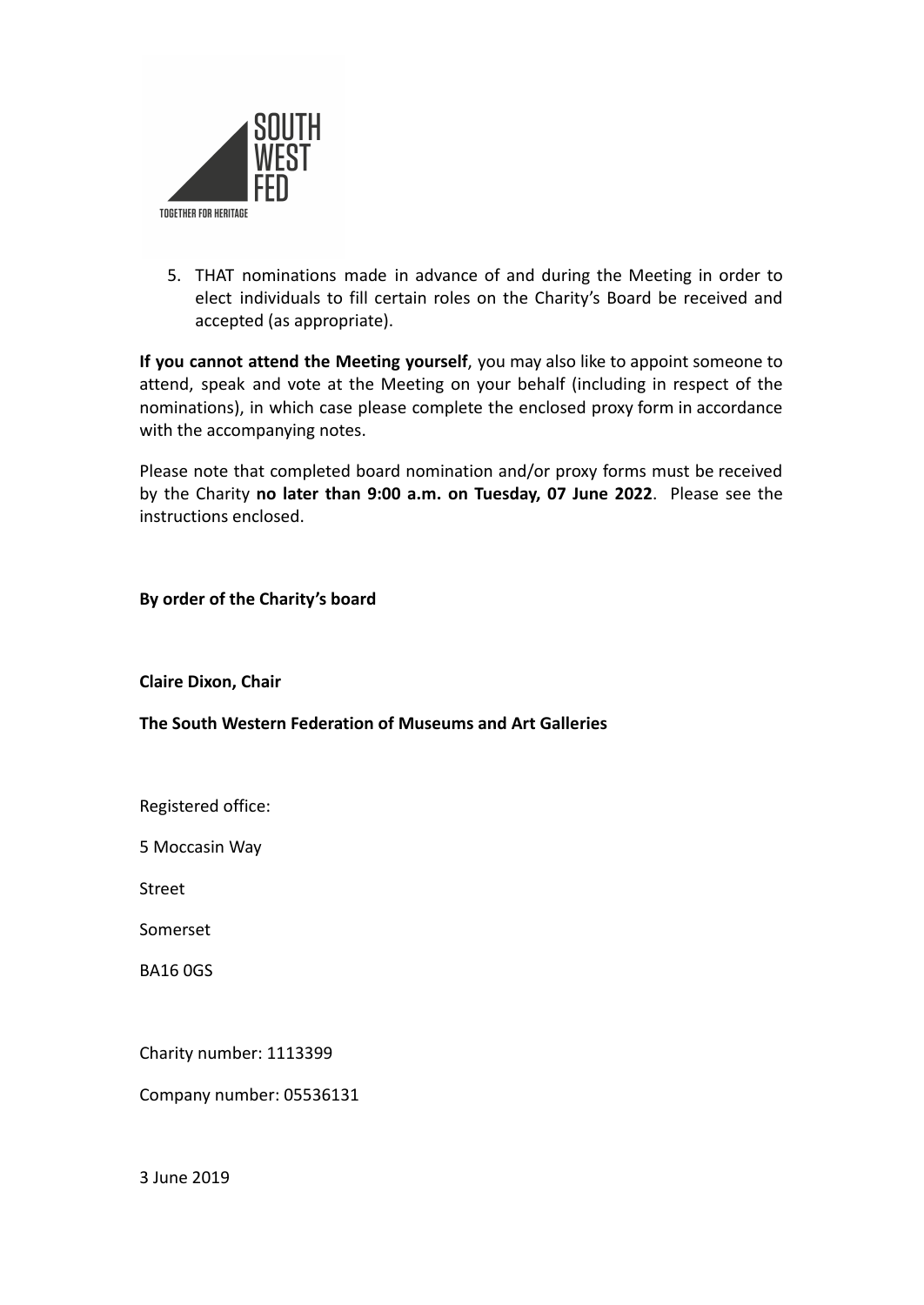5. THAT nominations made in advance of and during the Meeting in order to elect individuals to fill certain roles on the Charity's Board be received and accepted (as appropriate).

**If you cannot attend the Meeting yourself**, you may also like to appoint someone to attend, speak and vote at the Meeting on your behalf (including in respect of the nominations), in which case please complete the enclosed proxy form in accordance with the accompanying notes.

Please note that completed board nomination and/or proxy forms must be received by the Charity **no later than 9:00 a.m. on Tuesday, 07 June 2022**. Please see the instructions enclosed.

**By order of the Charity's board**

**Claire Dixon, Chair**

**The South Western Federation of Museums and Art Galleries**

Registered office:

5 Moccasin Way

Street

Somerset

BA16 0GS

Charity number: 1113399

Company number: 05536131

3 June 2019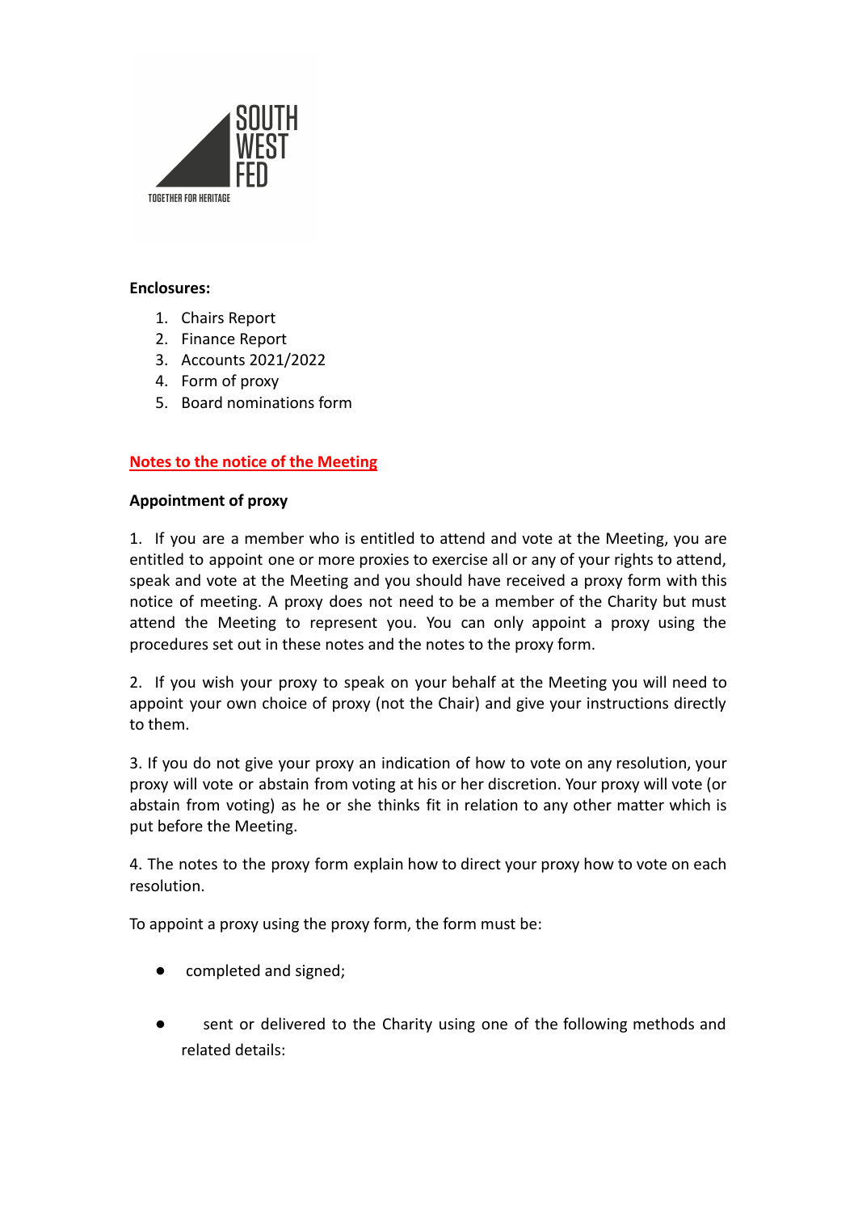**Enclosures:**

1. Chairs Report
2. Finance Report
3. Accounts 2021/2022
4. Form of proxy
5. Board nominations form

**Notes to the notice of the Meeting**

**Appointment of proxy**

1. If you are a member who is entitled to attend and vote at the Meeting, you are entitled to appoint one or more proxies to exercise all or any of your rights to attend, speak and vote at the Meeting and you should have received a proxy form with this notice of meeting. A proxy does not need to be a member of the Charity but must attend the Meeting to represent you. You can only appoint a proxy using the procedures set out in these notes and the notes to the proxy form.

2. If you wish your proxy to speak on your behalf at the Meeting you will need to appoint your own choice of proxy (not the Chair) and give your instructions directly to them.

3. If you do not give your proxy an indication of how to vote on any resolution, your proxy will vote or abstain from voting at his or her discretion. Your proxy will vote (or abstain from voting) as he or she thinks fit in relation to any other matter which is put before the Meeting.

4. The notes to the proxy form explain how to direct your proxy how to vote on each resolution.

To appoint a proxy using the proxy form, the form must be:

- completed and signed;
- sent or delivered to the Charity using one of the following methods and related details: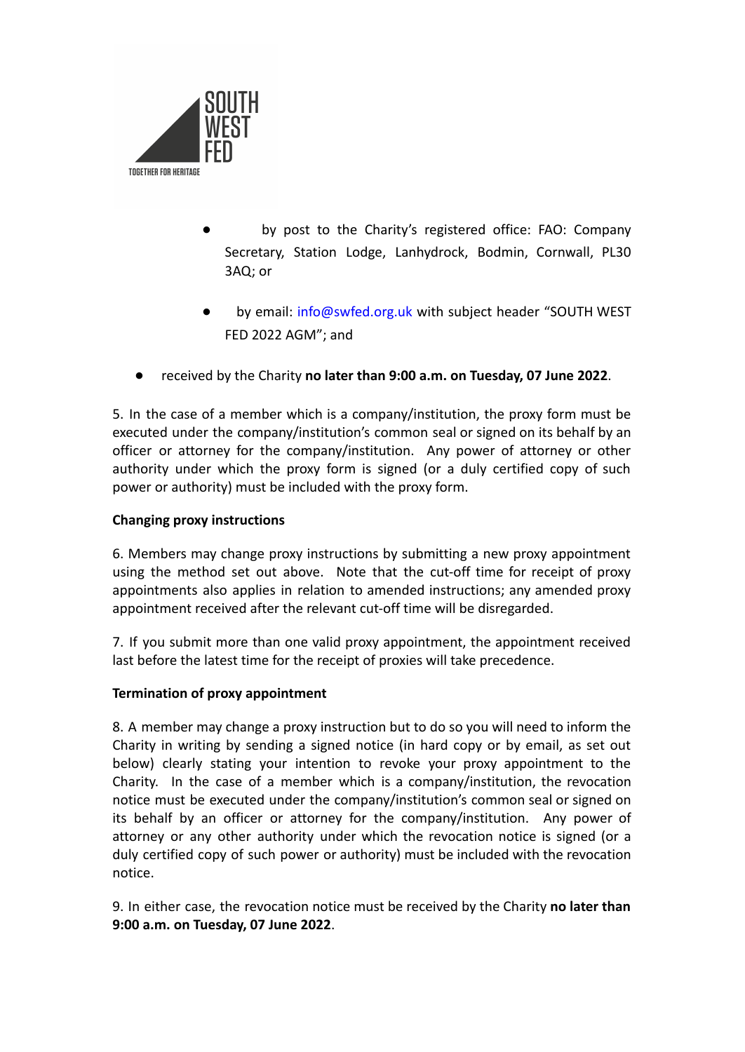- by post to the Charity's registered office: FAO: Company Secretary, Station Lodge, Lanhydrock, Bodmin, Cornwall, PL30 3AQ; or
- by email: info@swfed.org.uk with subject header "SOUTH WEST FED 2022 AGM"; and

- received by the Charity **no later than 9:00 a.m. on Tuesday, 07 June 2022**.

5. In the case of a member which is a company/institution, the proxy form must be executed under the company/institution's common seal or signed on its behalf by an officer or attorney for the company/institution. Any power of attorney or other authority under which the proxy form is signed (or a duly certified copy of such power or authority) must be included with the proxy form.

**Changing proxy instructions**

6. Members may change proxy instructions by submitting a new proxy appointment using the method set out above. Note that the cut-off time for receipt of proxy appointments also applies in relation to amended instructions; any amended proxy appointment received after the relevant cut-off time will be disregarded.

7. If you submit more than one valid proxy appointment, the appointment received last before the latest time for the receipt of proxies will take precedence.

**Termination of proxy appointment**

8. A member may change a proxy instruction but to do so you will need to inform the Charity in writing by sending a signed notice (in hard copy or by email, as set out below) clearly stating your intention to revoke your proxy appointment to the Charity. In the case of a member which is a company/institution, the revocation notice must be executed under the company/institution's common seal or signed on its behalf by an officer or attorney for the company/institution. Any power of attorney or any other authority under which the revocation notice is signed (or a duly certified copy of such power or authority) must be included with the revocation notice.

9. In either case, the revocation notice must be received by the Charity **no later than 9:00 a.m. on Tuesday, 07 June 2022**.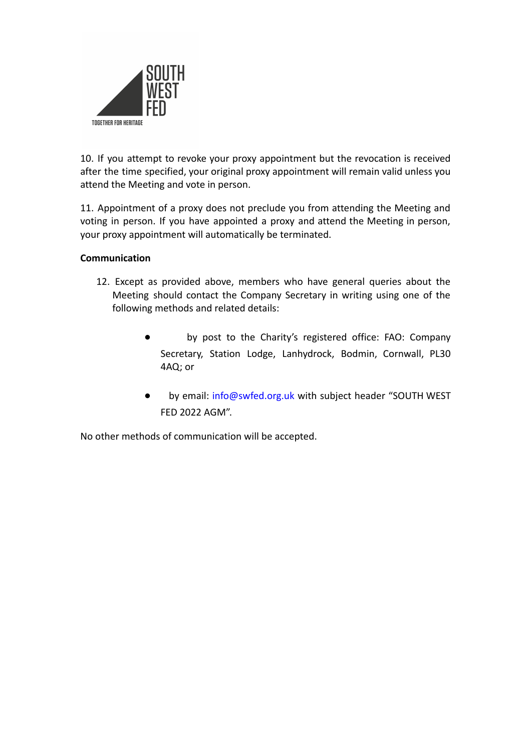10. If you attempt to revoke your proxy appointment but the revocation is received after the time specified, your original proxy appointment will remain valid unless you attend the Meeting and vote in person.

11. Appointment of a proxy does not preclude you from attending the Meeting and voting in person. If you have appointed a proxy and attend the Meeting in person, your proxy appointment will automatically be terminated.

**Communication**

12. Except as provided above, members who have general queries about the Meeting should contact the Company Secretary in writing using one of the following methods and related details:

    - by post to the Charity's registered office: FAO: Company Secretary, Station Lodge, Lanhydrock, Bodmin, Cornwall, PL30 4AQ; or

    - by email: info@swfed.org.uk with subject header "SOUTH WEST FED 2022 AGM".

No other methods of communication will be accepted.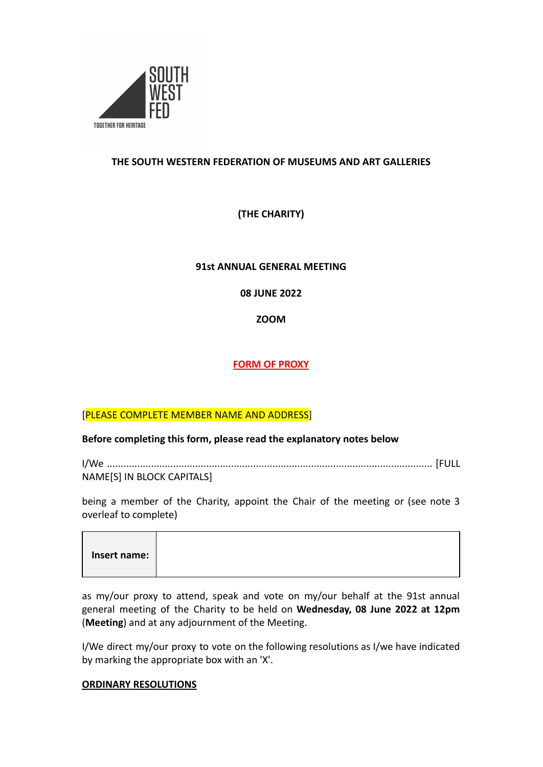**THE SOUTH WESTERN FEDERATION OF MUSEUMS AND ART GALLERIES**

**(THE CHARITY)**

**91st ANNUAL GENERAL MEETING**

**08 JUNE 2022**

**ZOOM**

**FORM OF PROXY**

[PLEASE COMPLETE MEMBER NAME AND ADDRESS]

**Before completing this form, please read the explanatory notes below**

I/We ...................................................................................................................... [FULL NAME[S] IN BLOCK CAPITALS]

being a member of the Charity, appoint the Chair of the meeting or (see note 3 overleaf to complete)

| **Insert name:** | |
|---|---|

as my/our proxy to attend, speak and vote on my/our behalf at the 91st annual general meeting of the Charity to be held on **Wednesday, 08 June 2022 at 12pm** (**Meeting**) and at any adjournment of the Meeting.

I/We direct my/our proxy to vote on the following resolutions as I/we have indicated by marking the appropriate box with an 'X'.

**ORDINARY RESOLUTIONS**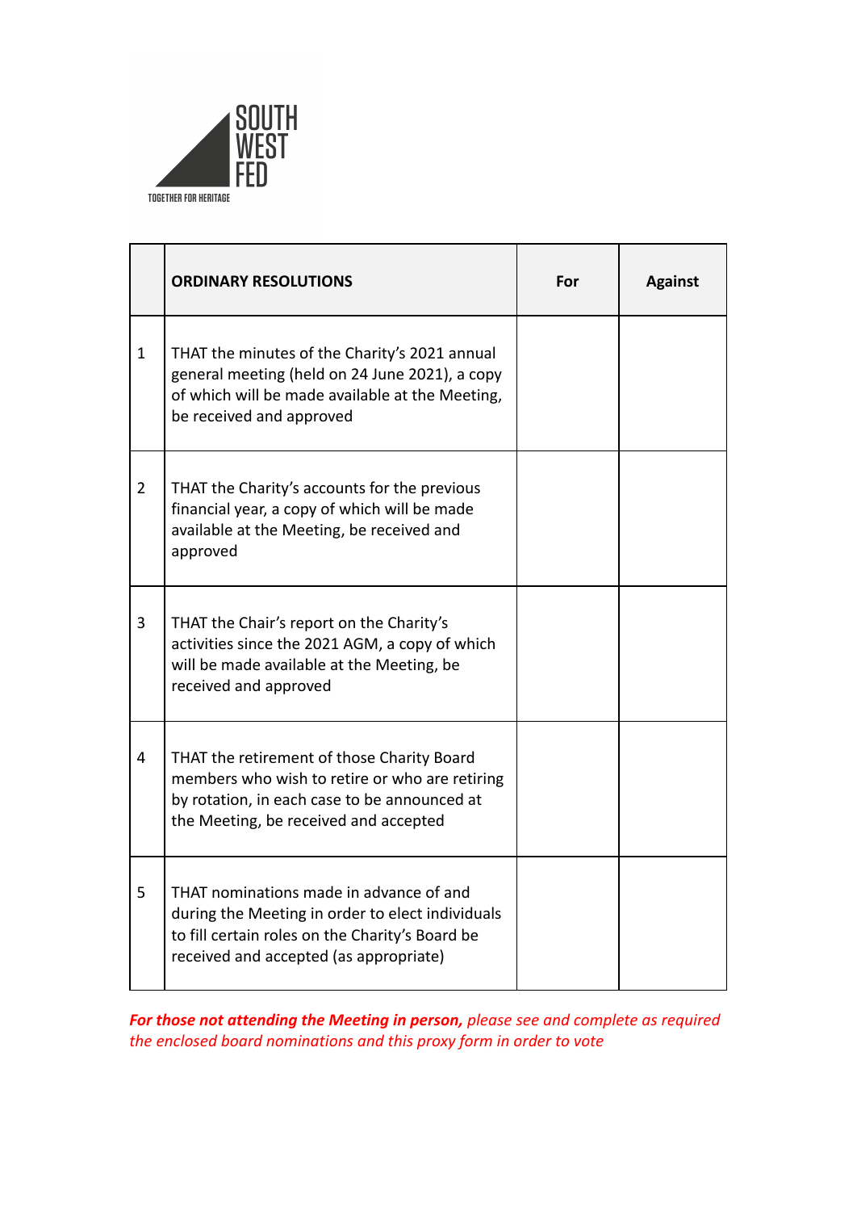SOUTH WEST FED

TOGETHER FOR HERITAGE

|  | **ORDINARY RESOLUTIONS** | **For** | **Against** |
| --- | --- | --- | --- |
| 1 | THAT the minutes of the Charity's 2021 annual general meeting (held on 24 June 2021), a copy of which will be made available at the Meeting, be received and approved |  |  |
| 2 | THAT the Charity's accounts for the previous financial year, a copy of which will be made available at the Meeting, be received and approved |  |  |
| 3 | THAT the Chair's report on the Charity's activities since the 2021 AGM, a copy of which will be made available at the Meeting, be received and approved |  |  |
| 4 | THAT the retirement of those Charity Board members who wish to retire or who are retiring by rotation, in each case to be announced at the Meeting, be received and accepted |  |  |
| 5 | THAT nominations made in advance of and during the Meeting in order to elect individuals to fill certain roles on the Charity's Board be received and accepted (as appropriate) |  |  |

***For those not attending the Meeting in person,*** *please see and complete as required the enclosed board nominations and this proxy form in order to vote*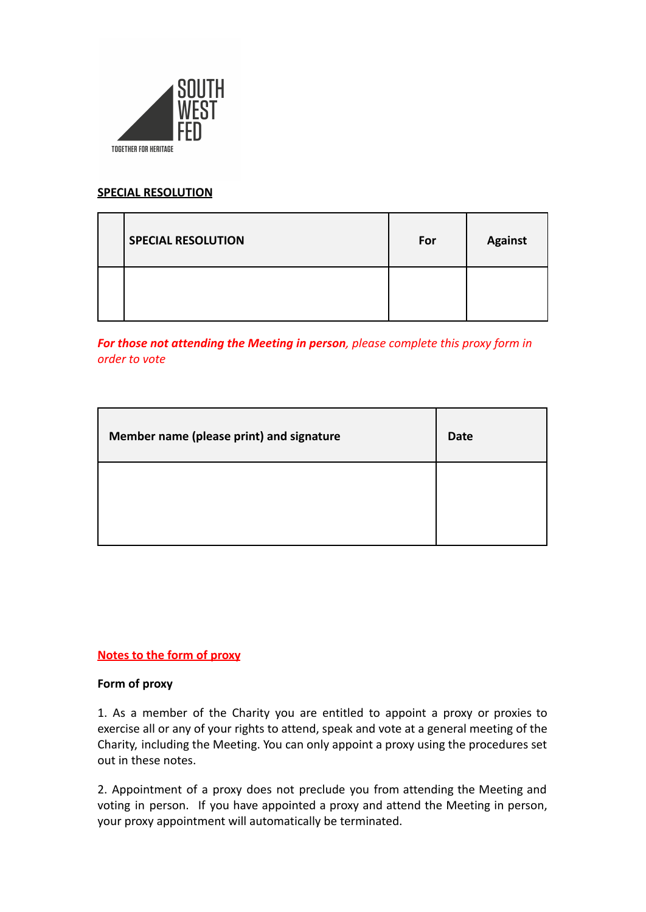SOUTH WEST FED

TOGETHER FOR HERITAGE

**SPECIAL RESOLUTION**

| | SPECIAL RESOLUTION | For | Against |
|---|---|---|---|
| | | | |

***For those not attending the Meeting in person**, please complete this proxy form in order to vote*

| Member name (please print) and signature | Date |
|---|---|
| | |

**Notes to the form of proxy**

**Form of proxy**

1. As a member of the Charity you are entitled to appoint a proxy or proxies to exercise all or any of your rights to attend, speak and vote at a general meeting of the Charity, including the Meeting. You can only appoint a proxy using the procedures set out in these notes.

2. Appointment of a proxy does not preclude you from attending the Meeting and voting in person. If you have appointed a proxy and attend the Meeting in person, your proxy appointment will automatically be terminated.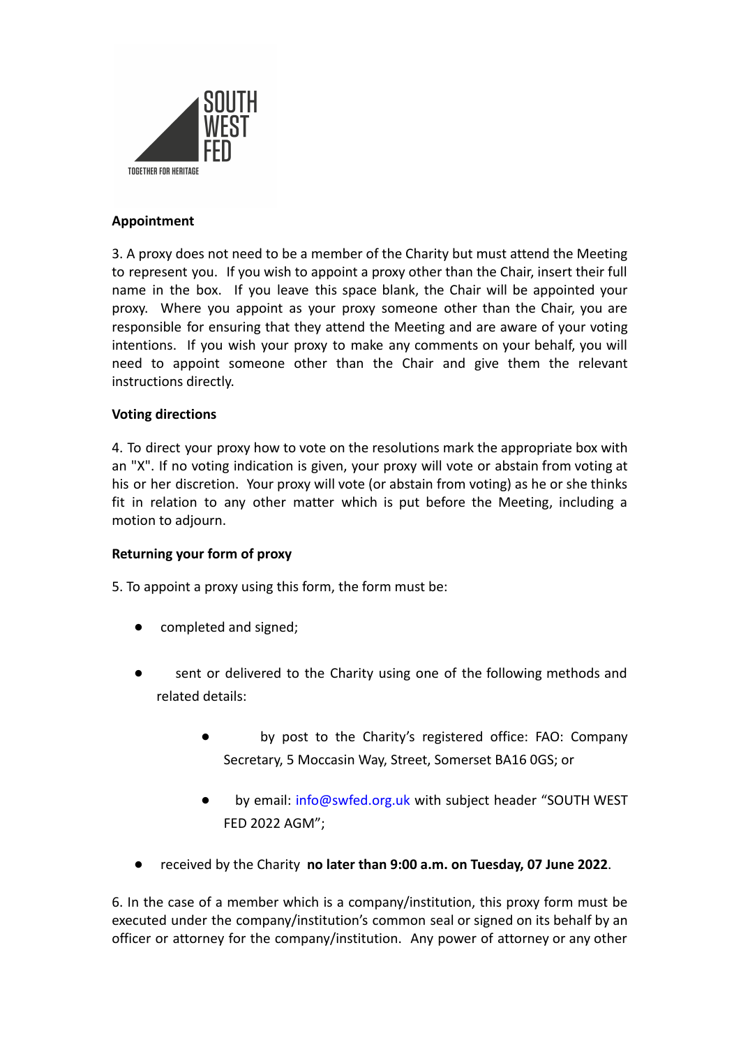**Appointment**

3. A proxy does not need to be a member of the Charity but must attend the Meeting to represent you. If you wish to appoint a proxy other than the Chair, insert their full name in the box. If you leave this space blank, the Chair will be appointed your proxy. Where you appoint as your proxy someone other than the Chair, you are responsible for ensuring that they attend the Meeting and are aware of your voting intentions. If you wish your proxy to make any comments on your behalf, you will need to appoint someone other than the Chair and give them the relevant instructions directly.

**Voting directions**

4. To direct your proxy how to vote on the resolutions mark the appropriate box with an "X". If no voting indication is given, your proxy will vote or abstain from voting at his or her discretion. Your proxy will vote (or abstain from voting) as he or she thinks fit in relation to any other matter which is put before the Meeting, including a motion to adjourn.

**Returning your form of proxy**

5. To appoint a proxy using this form, the form must be:

- completed and signed;
- sent or delivered to the Charity using one of the following methods and related details:
  - by post to the Charity's registered office: FAO: Company Secretary, 5 Moccasin Way, Street, Somerset BA16 0GS; or
  - by email: info@swfed.org.uk with subject header "SOUTH WEST FED 2022 AGM";
- received by the Charity **no later than 9:00 a.m. on Tuesday, 07 June 2022**.

6. In the case of a member which is a company/institution, this proxy form must be executed under the company/institution's common seal or signed on its behalf by an officer or attorney for the company/institution. Any power of attorney or any other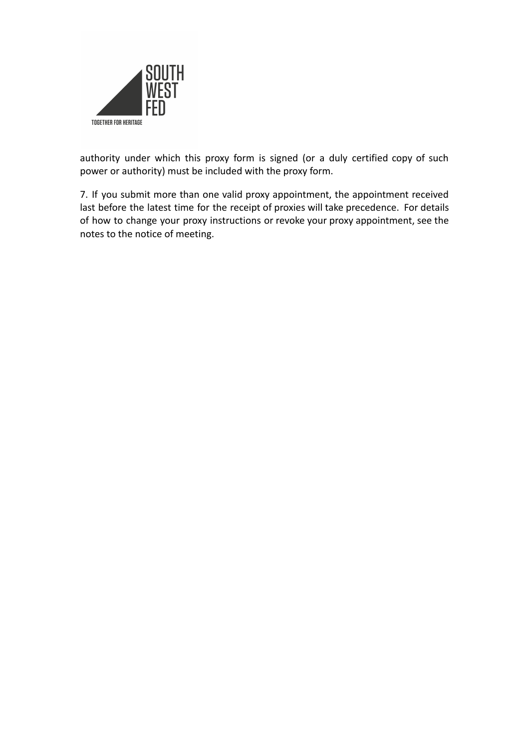authority under which this proxy form is signed (or a duly certified copy of such power or authority) must be included with the proxy form.

7. If you submit more than one valid proxy appointment, the appointment received last before the latest time for the receipt of proxies will take precedence. For details of how to change your proxy instructions or revoke your proxy appointment, see the notes to the notice of meeting.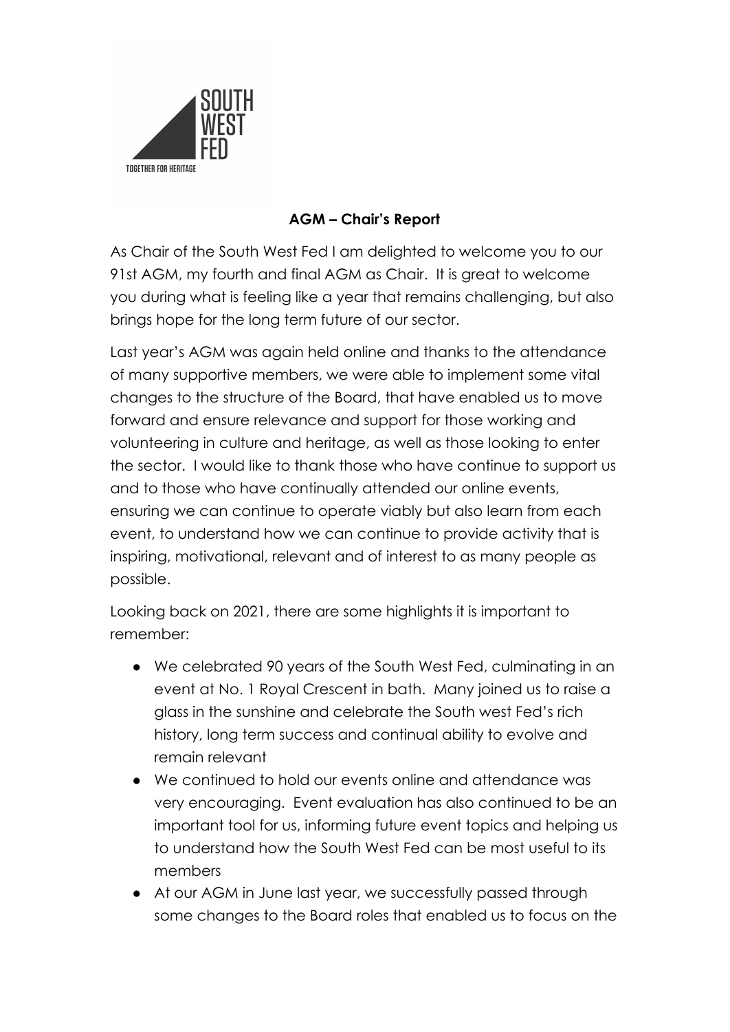## AGM – Chair's Report

As Chair of the South West Fed I am delighted to welcome you to our 91st AGM, my fourth and final AGM as Chair. It is great to welcome you during what is feeling like a year that remains challenging, but also brings hope for the long term future of our sector.

Last year's AGM was again held online and thanks to the attendance of many supportive members, we were able to implement some vital changes to the structure of the Board, that have enabled us to move forward and ensure relevance and support for those working and volunteering in culture and heritage, as well as those looking to enter the sector. I would like to thank those who have continue to support us and to those who have continually attended our online events, ensuring we can continue to operate viably but also learn from each event, to understand how we can continue to provide activity that is inspiring, motivational, relevant and of interest to as many people as possible.

Looking back on 2021, there are some highlights it is important to remember:

- We celebrated 90 years of the South West Fed, culminating in an event at No. 1 Royal Crescent in bath. Many joined us to raise a glass in the sunshine and celebrate the South west Fed's rich history, long term success and continual ability to evolve and remain relevant
- We continued to hold our events online and attendance was very encouraging. Event evaluation has also continued to be an important tool for us, informing future event topics and helping us to understand how the South West Fed can be most useful to its members
- At our AGM in June last year, we successfully passed through some changes to the Board roles that enabled us to focus on the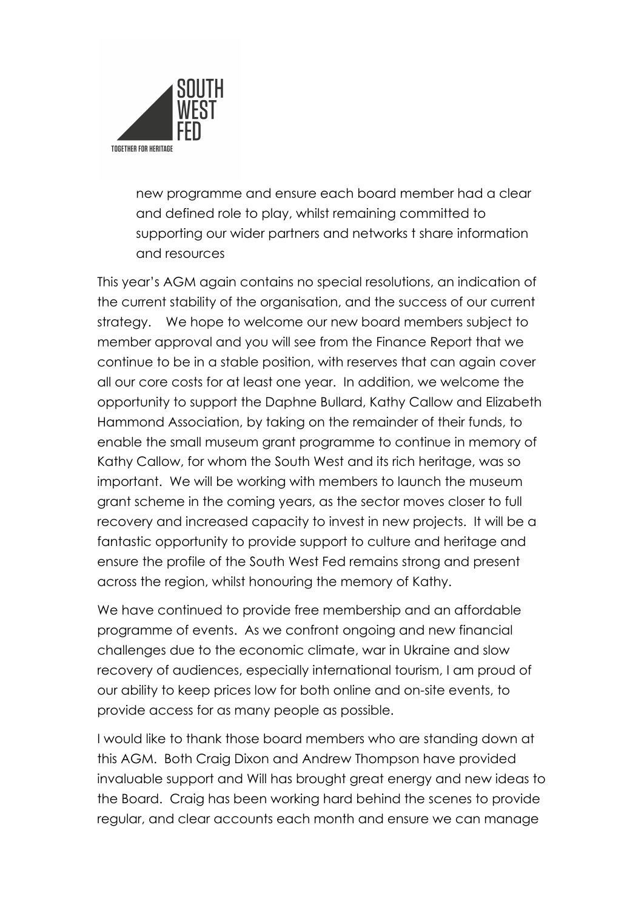new programme and ensure each board member had a clear and defined role to play, whilst remaining committed to supporting our wider partners and networks t share information and resources

This year's AGM again contains no special resolutions, an indication of the current stability of the organisation, and the success of our current strategy. We hope to welcome our new board members subject to member approval and you will see from the Finance Report that we continue to be in a stable position, with reserves that can again cover all our core costs for at least one year. In addition, we welcome the opportunity to support the Daphne Bullard, Kathy Callow and Elizabeth Hammond Association, by taking on the remainder of their funds, to enable the small museum grant programme to continue in memory of Kathy Callow, for whom the South West and its rich heritage, was so important. We will be working with members to launch the museum grant scheme in the coming years, as the sector moves closer to full recovery and increased capacity to invest in new projects. It will be a fantastic opportunity to provide support to culture and heritage and ensure the profile of the South West Fed remains strong and present across the region, whilst honouring the memory of Kathy.

We have continued to provide free membership and an affordable programme of events. As we confront ongoing and new financial challenges due to the economic climate, war in Ukraine and slow recovery of audiences, especially international tourism, I am proud of our ability to keep prices low for both online and on-site events, to provide access for as many people as possible.

I would like to thank those board members who are standing down at this AGM. Both Craig Dixon and Andrew Thompson have provided invaluable support and Will has brought great energy and new ideas to the Board. Craig has been working hard behind the scenes to provide regular, and clear accounts each month and ensure we can manage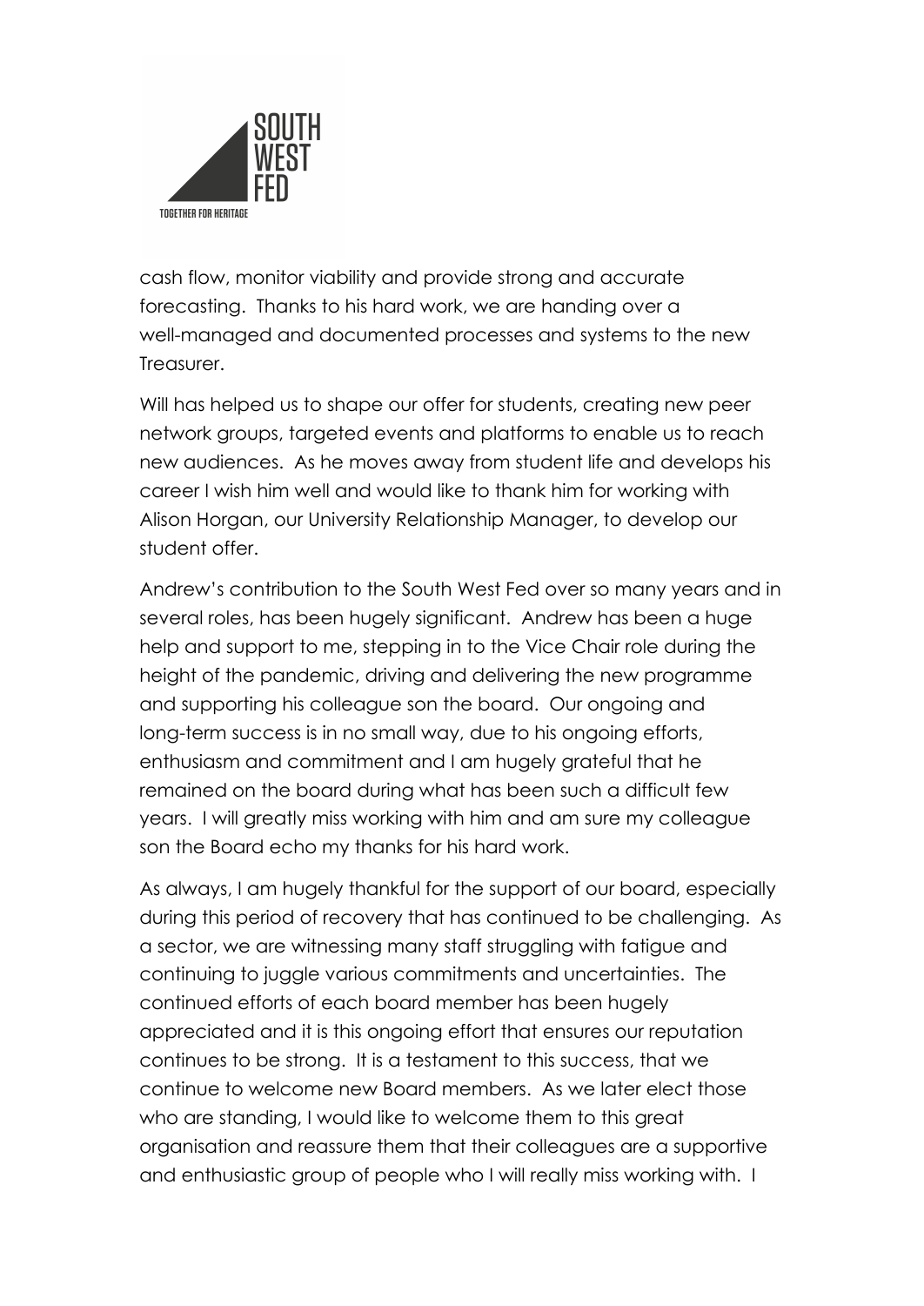cash flow, monitor viability and provide strong and accurate forecasting. Thanks to his hard work, we are handing over a well-managed and documented processes and systems to the new Treasurer.

Will has helped us to shape our offer for students, creating new peer network groups, targeted events and platforms to enable us to reach new audiences. As he moves away from student life and develops his career I wish him well and would like to thank him for working with Alison Horgan, our University Relationship Manager, to develop our student offer.

Andrew's contribution to the South West Fed over so many years and in several roles, has been hugely significant. Andrew has been a huge help and support to me, stepping in to the Vice Chair role during the height of the pandemic, driving and delivering the new programme and supporting his colleague son the board. Our ongoing and long-term success is in no small way, due to his ongoing efforts, enthusiasm and commitment and I am hugely grateful that he remained on the board during what has been such a difficult few years. I will greatly miss working with him and am sure my colleague son the Board echo my thanks for his hard work.

As always, I am hugely thankful for the support of our board, especially during this period of recovery that has continued to be challenging. As a sector, we are witnessing many staff struggling with fatigue and continuing to juggle various commitments and uncertainties. The continued efforts of each board member has been hugely appreciated and it is this ongoing effort that ensures our reputation continues to be strong. It is a testament to this success, that we continue to welcome new Board members. As we later elect those who are standing, I would like to welcome them to this great organisation and reassure them that their colleagues are a supportive and enthusiastic group of people who I will really miss working with. I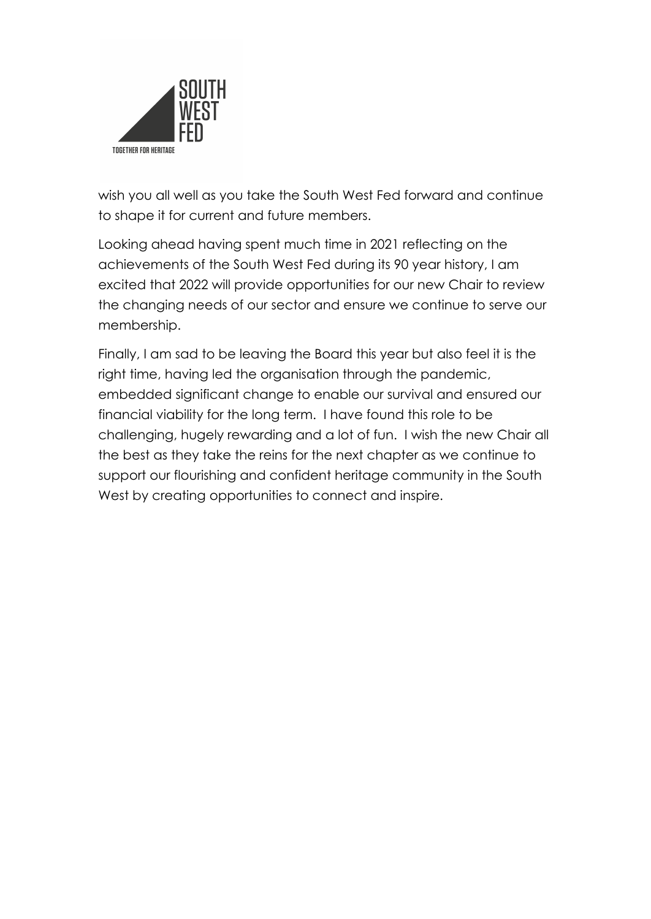wish you all well as you take the South West Fed forward and continue to shape it for current and future members.

Looking ahead having spent much time in 2021 reflecting on the achievements of the South West Fed during its 90 year history, I am excited that 2022 will provide opportunities for our new Chair to review the changing needs of our sector and ensure we continue to serve our membership.

Finally, I am sad to be leaving the Board this year but also feel it is the right time, having led the organisation through the pandemic, embedded significant change to enable our survival and ensured our financial viability for the long term. I have found this role to be challenging, hugely rewarding and a lot of fun. I wish the new Chair all the best as they take the reins for the next chapter as we continue to support our flourishing and confident heritage community in the South West by creating opportunities to connect and inspire.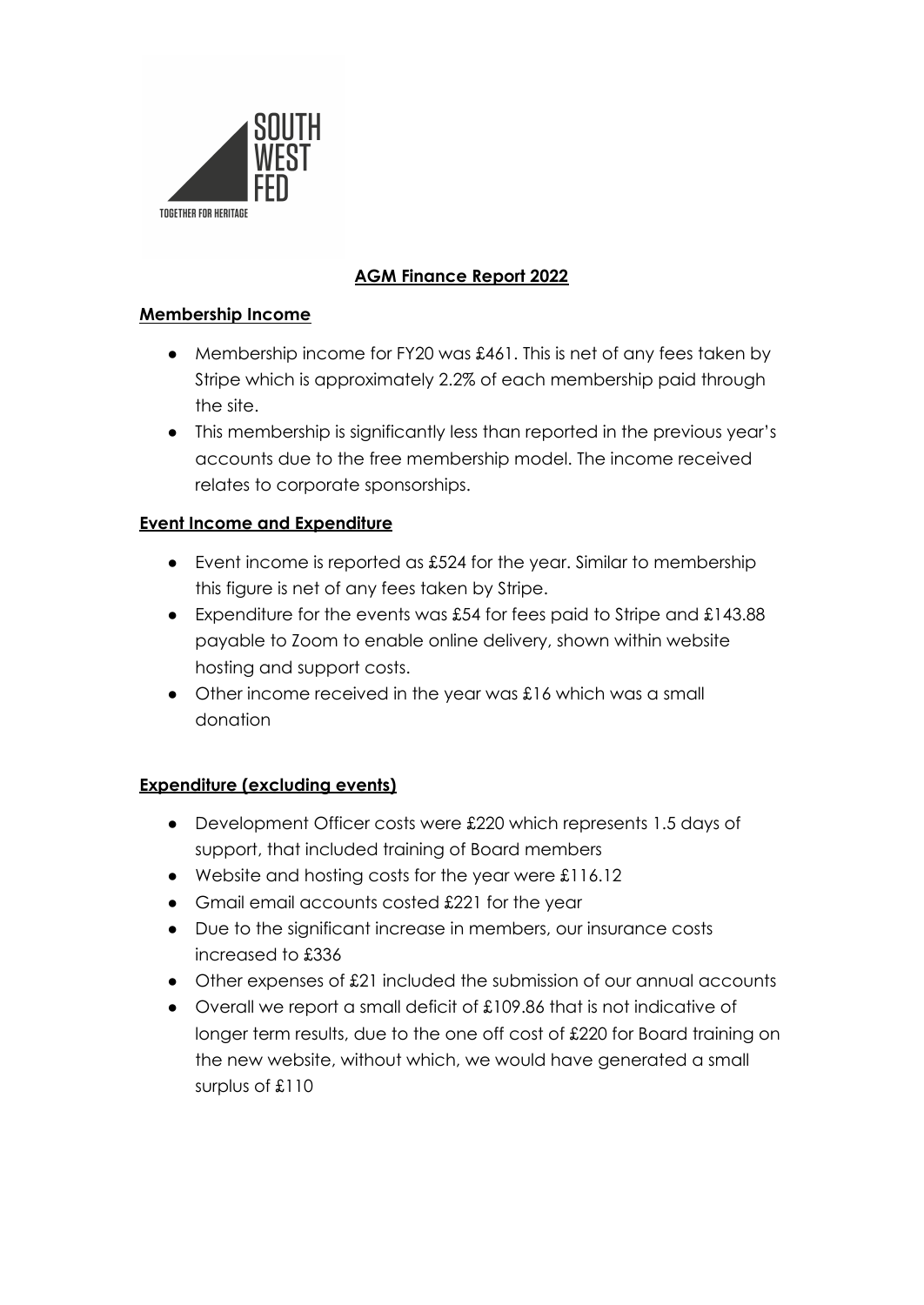SOUTH WEST FED

TOGETHER FOR HERITAGE

# AGM Finance Report 2022

## Membership Income

- Membership income for FY20 was £461. This is net of any fees taken by Stripe which is approximately 2.2% of each membership paid through the site.
- This membership is significantly less than reported in the previous year's accounts due to the free membership model. The income received relates to corporate sponsorships.

## Event Income and Expenditure

- Event income is reported as £524 for the year. Similar to membership this figure is net of any fees taken by Stripe.
- Expenditure for the events was £54 for fees paid to Stripe and £143.88 payable to Zoom to enable online delivery, shown within website hosting and support costs.
- Other income received in the year was £16 which was a small donation

## Expenditure (excluding events)

- Development Officer costs were £220 which represents 1.5 days of support, that included training of Board members
- Website and hosting costs for the year were £116.12
- Gmail email accounts costed £221 for the year
- Due to the significant increase in members, our insurance costs increased to £336
- Other expenses of £21 included the submission of our annual accounts
- Overall we report a small deficit of £109.86 that is not indicative of longer term results, due to the one off cost of £220 for Board training on the new website, without which, we would have generated a small surplus of £110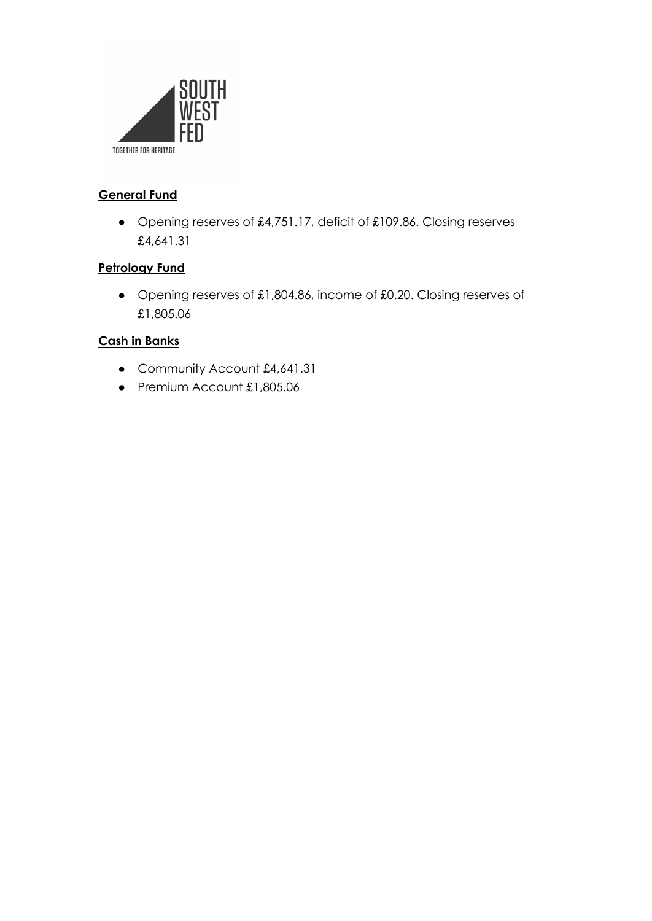**General Fund**

- Opening reserves of £4,751.17, deficit of £109.86. Closing reserves £4,641.31

**Petrology Fund**

- Opening reserves of £1,804.86, income of £0.20. Closing reserves of £1,805.06

**Cash in Banks**

- Community Account £4,641.31
- Premium Account £1,805.06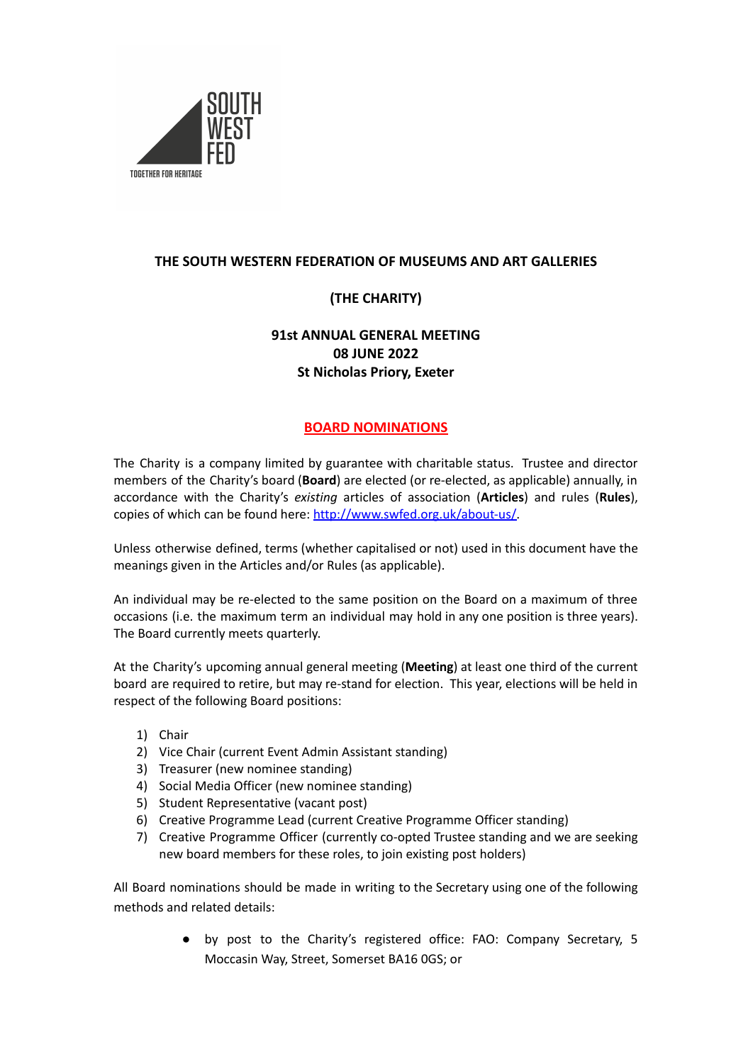**THE SOUTH WESTERN FEDERATION OF MUSEUMS AND ART GALLERIES**

**(THE CHARITY)**

**91st ANNUAL GENERAL MEETING**
**08 JUNE 2022**
**St Nicholas Priory, Exeter**

## BOARD NOMINATIONS

The Charity is a company limited by guarantee with charitable status. Trustee and director members of the Charity's board (**Board**) are elected (or re-elected, as applicable) annually, in accordance with the Charity's *existing* articles of association (**Articles**) and rules (**Rules**), copies of which can be found here: http://www.swfed.org.uk/about-us/.

Unless otherwise defined, terms (whether capitalised or not) used in this document have the meanings given in the Articles and/or Rules (as applicable).

An individual may be re-elected to the same position on the Board on a maximum of three occasions (i.e. the maximum term an individual may hold in any one position is three years). The Board currently meets quarterly.

At the Charity's upcoming annual general meeting (**Meeting**) at least one third of the current board are required to retire, but may re-stand for election. This year, elections will be held in respect of the following Board positions:

1) Chair
2) Vice Chair (current Event Admin Assistant standing)
3) Treasurer (new nominee standing)
4) Social Media Officer (new nominee standing)
5) Student Representative (vacant post)
6) Creative Programme Lead (current Creative Programme Officer standing)
7) Creative Programme Officer (currently co-opted Trustee standing and we are seeking new board members for these roles, to join existing post holders)

All Board nominations should be made in writing to the Secretary using one of the following methods and related details:

- by post to the Charity's registered office: FAO: Company Secretary, 5 Moccasin Way, Street, Somerset BA16 0GS; or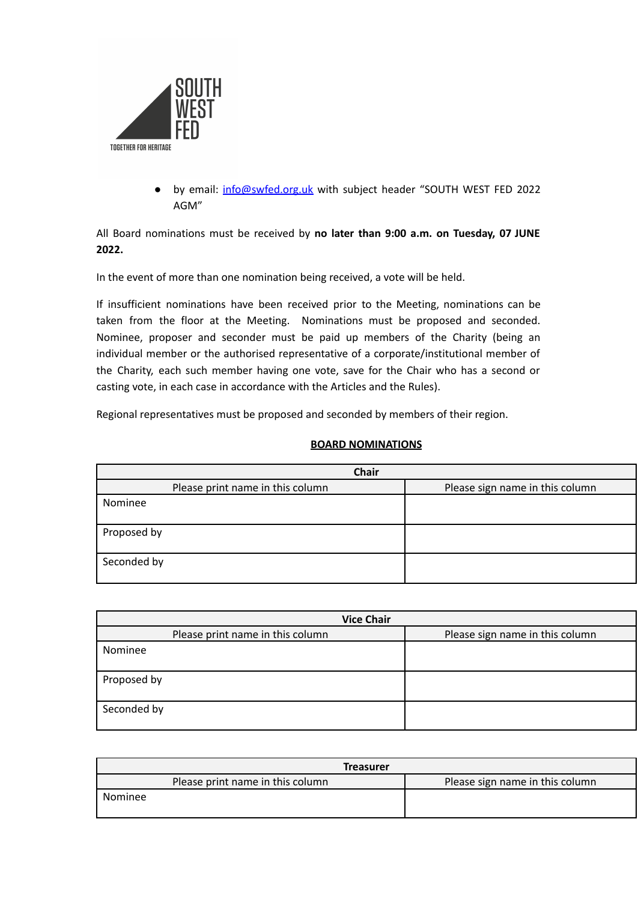- by email: info@swfed.org.uk with subject header “SOUTH WEST FED 2022 AGM”

All Board nominations must be received by **no later than 9:00 a.m. on Tuesday, 07 JUNE 2022.**

In the event of more than one nomination being received, a vote will be held.

If insufficient nominations have been received prior to the Meeting, nominations can be taken from the floor at the Meeting. Nominations must be proposed and seconded. Nominee, proposer and seconder must be paid up members of the Charity (being an individual member or the authorised representative of a corporate/institutional member of the Charity, each such member having one vote, save for the Chair who has a second or casting vote, in each case in accordance with the Articles and the Rules).

Regional representatives must be proposed and seconded by members of their region.

**BOARD NOMINATIONS**

| Chair | |
|---|---|
| Please print name in this column | Please sign name in this column |
| Nominee | |
| Proposed by | |
| Seconded by | |

| Vice Chair | |
|---|---|
| Please print name in this column | Please sign name in this column |
| Nominee | |
| Proposed by | |
| Seconded by | |

| Treasurer | |
|---|---|
| Please print name in this column | Please sign name in this column |
| Nominee | |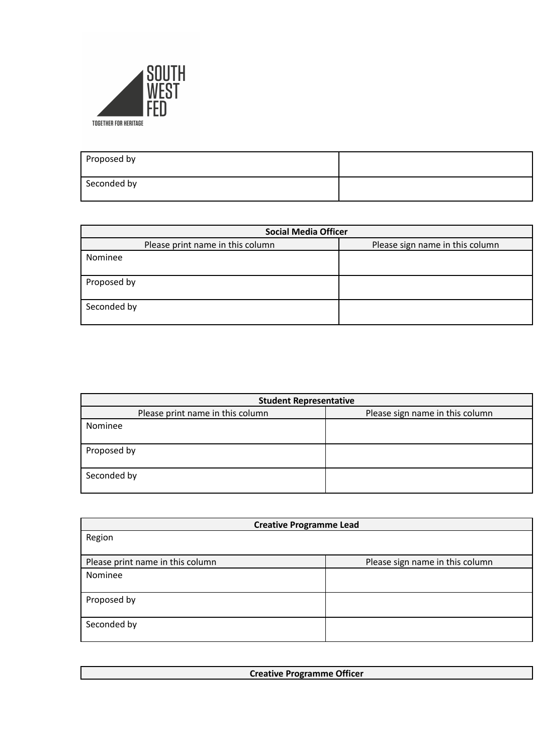SOUTH WEST FED

TOGETHER FOR HERITAGE

| Proposed by | |
|---|---|
| Seconded by | |

| Social Media Officer | |
|---|---|
| Please print name in this column | Please sign name in this column |
| Nominee | |
| Proposed by | |
| Seconded by | |

| Student Representative | |
|---|---|
| Please print name in this column | Please sign name in this column |
| Nominee | |
| Proposed by | |
| Seconded by | |

| Creative Programme Lead | |
|---|---|
| Region | |
| Please print name in this column | Please sign name in this column |
| Nominee | |
| Proposed by | |
| Seconded by | |

| Creative Programme Officer |
|---|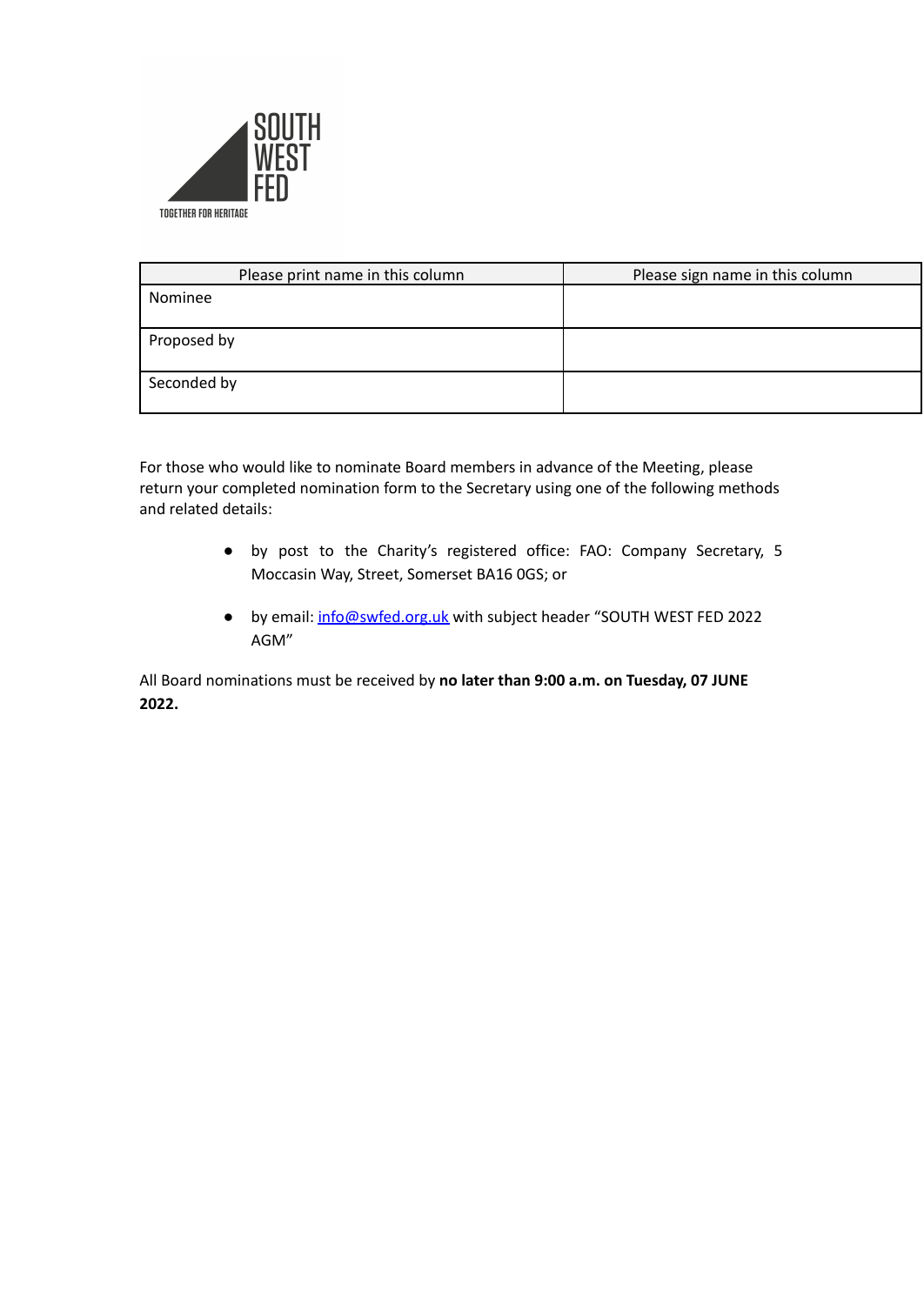| Please print name in this column | Please sign name in this column |
| --- | --- |
| Nominee | |
| Proposed by | |
| Seconded by | |

For those who would like to nominate Board members in advance of the Meeting, please return your completed nomination form to the Secretary using one of the following methods and related details:

- by post to the Charity's registered office: FAO: Company Secretary, 5 Moccasin Way, Street, Somerset BA16 0GS; or
- by email: info@swfed.org.uk with subject header "SOUTH WEST FED 2022 AGM"

All Board nominations must be received by **no later than 9:00 a.m. on Tuesday, 07 JUNE 2022.**